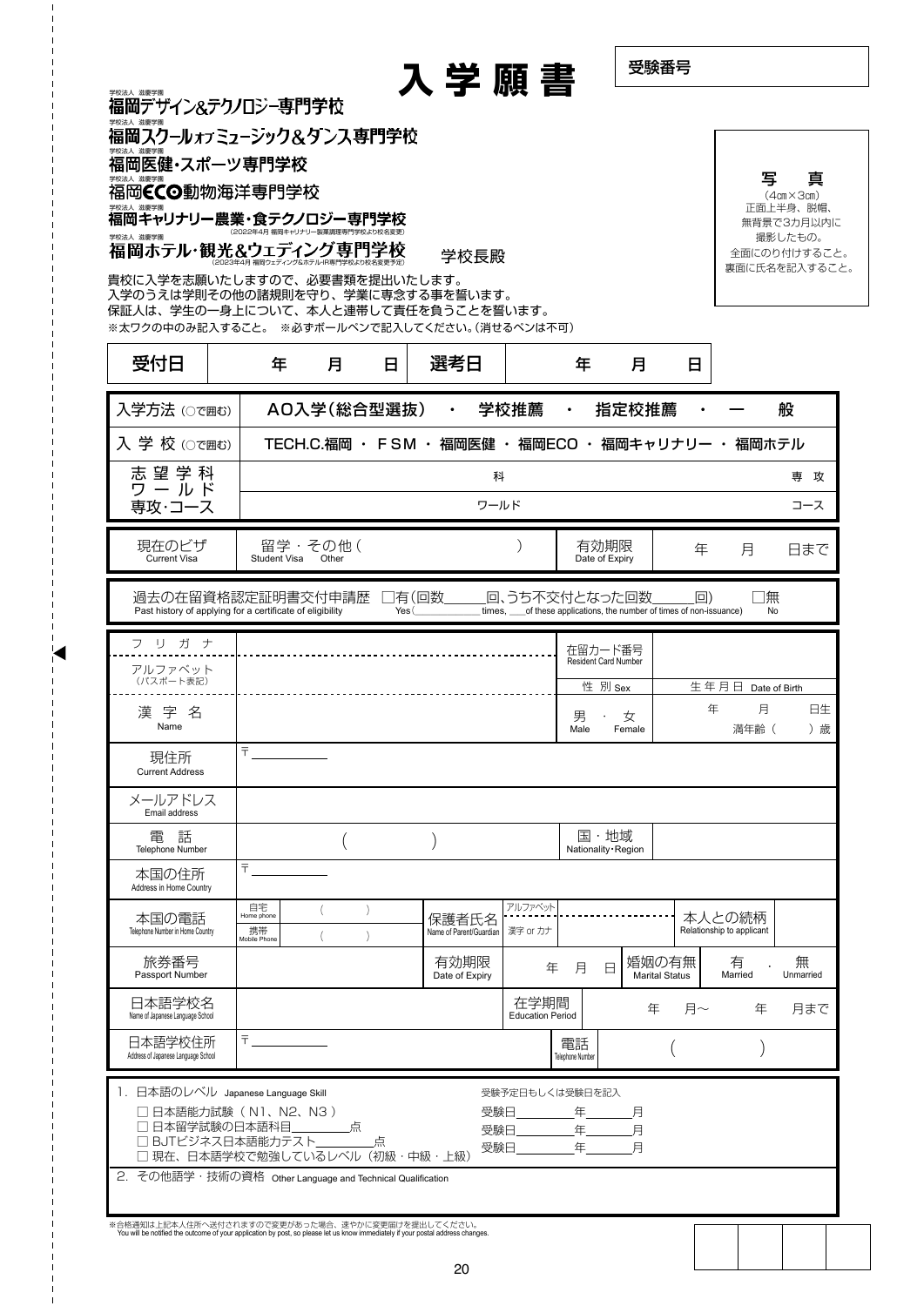# 入学願書

受験番号

学校法人 滋慶学園
福岡デザイン&テクノロジー専門学校
学校法人 滋慶学園
福岡スクールオブミュージック&ダンス専門学校
学校法人 滋慶学園
福岡医健・スポーツ専門学校
学校法人 滋慶学園
福岡ECO動物海洋専門学校
学校法人 滋慶学園
福岡キャリナリー農業・食テクノロジー専門学校
（2022年4月 福岡キャリナリー製菓調理専門学校より校名変更）
学校法人 滋慶学園
福岡ホテル・観光&ウェディング専門学校
（2023年4月 福岡ウェディング&ホテル・IR専門学校より校名変更予定）

学校長殿

写　真
（4cm×3cm）
正面上半身、脱帽、無背景で3カ月以内に撮影したもの。
全面にのり付けすること。
裏面に氏名を記入すること。

貴校に入学を志願いたしますので、必要書類を提出いたします。
入学のうえは学則その他の諸規則を守り、学業に専念する事を誓います。
保証人は、学生の一身上について、本人と連帯して責任を負うことを誓います。
※太ワクの中のみ記入すること。　※必ずボールペンで記入してください。（消せるペンは不可）

| 受付日 | 年　月　日 | 選考日 | 年　月　日 |
|---|---|---|---|

| | |
|---|---|
| 入学方法（○で囲む） | AO入学（総合型選抜）・学校推薦・指定校推薦・一般 |
| 入学校（○で囲む） | TECH.C.福岡・FSM・福岡医健・福岡ECO・福岡キャリナリー・福岡ホテル |
| 志望学科 | 科　　専攻 |
| ワールド 専攻・コース | ワールド　　コース |

| | | | |
|---|---|---|---|
| 現在のビザ Current Visa | 留学・その他（　　） Student Visa　Other | 有効期限 Date of Expiry | 年　月　日まで |

過去の在留資格認定証明書交付申請歴 Past history of applying for a certificate of eligibility　□有（回数____回、うち不交付となった回数____回） Yes (____ times, ___of these applications, the number of times of non-issuance)　□無 No

| | | | | | |
|---|---|---|---|---|---|
| フリガナ | | 在留カード番号 Resident Card Number | | | |
| アルファベット（パスポート表記） | | 性別 Sex | | 生年月日 Date of Birth | |
| 漢字名 Name | | 男・女 Male Female | | 年　月　日生　満年齢（　）歳 | |
| 現住所 Current Address | 〒 | | | | |
| メールアドレス Email address | | | | | |
| 電話 Telephone Number | （　　） | 国・地域 Nationality・Region | | | |
| 本国の住所 Address in Home Country | 〒 | | | | |
| 本国の電話 Telephone Number in Home Country | 自宅 Home phone（　） 携帯 Mobile Phone（　） | 保護者氏名 Name of Parent/Guardian | アルファベット / 漢字 or カナ | 本人との続柄 Relationship to applicant | |
| 旅券番号 Passport Number | | 有効期限 Date of Expiry | 年　月　日 | 婚姻の有無 Marital Status | 有 Married・無 Unmarried |
| 日本語学校名 Name of Japanese Language School | | 在学期間 Education Period | 年　月～　年　月まで | | |
| 日本語学校住所 Address of Japanese Language School | 〒 | 電話 Telephone Number | （　　） | | |

1. 日本語のレベル Japanese Language Skill

受験予定日もしくは受験日を記入

- □ 日本語能力試験（N1、N2、N3）　受験日____年____月
- □ 日本留学試験の日本語科目________点　受験日____年____月
- □ BJTビジネス日本語能力テスト________点　受験日____年____月
- □ 現在、日本語学校で勉強しているレベル（初級・中級・上級）

2. その他語学・技術の資格 Other Language and Technical Qualification

※合格通知は上記本人住所へ送付されますので変更があった場合、速やかに変更届けを提出してください。
You will be notified the outcome of your application by post, so please let us know immediately if your postal address changes.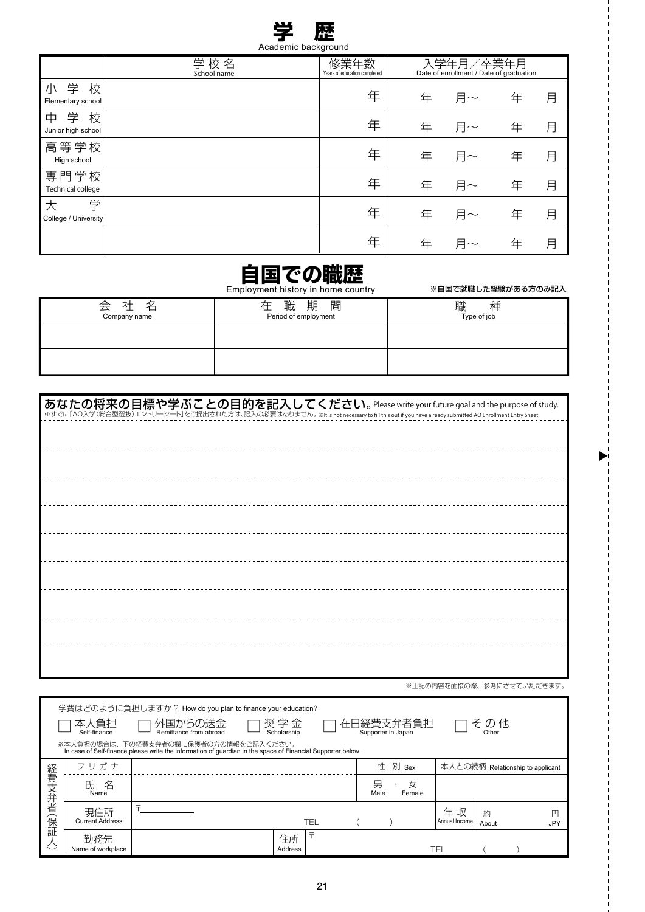# 学　歴
Academic background

| | 学校名 School name | 修業年数 Years of education completed | 入学年月／卒業年月 Date of enrollment / Date of graduation |
|---|---|---|---|
| 小　学　校 Elementary school | | 年 | 年　月～　年　月 |
| 中　学　校 Junior high school | | 年 | 年　月～　年　月 |
| 高等学校 High school | | 年 | 年　月～　年　月 |
| 専門学校 Technical college | | 年 | 年　月～　年　月 |
| 大　　学 College / University | | 年 | 年　月～　年　月 |
| | | 年 | 年　月～　年　月 |

# 自国での職歴
Employment history in home country

※自国で就職した経験がある方のみ記入

| 会　社　名 Company name | 在　職　期　間 Period of employment | 職　種 Type of job |
|---|---|---|
| | | |
| | | |

**あなたの将来の目標や学ぶことの目的を記入してください。** Please write your future goal and the purpose of study.

※すでに「AO入学(総合型選抜)エントリーシート」をご提出された方は、記入の必要はありません。※It is not necessary to fill this out if you have already submitted AO Enrollment Entry Sheet.

※上記の内容を面接の際、参考にさせていただきます。

学費はどのように負担しますか？ How do you plan to finance your education?

☐ 本人負担 Self-finance　☐ 外国からの送金 Remittance from abroad　☐ 奨学金 Scholarship　☐ 在日経費支弁者負担 Supporter in Japan　☐ その他 Other

※本人負担の場合は、下の経費支弁者の欄に保護者の方の情報をご記入ください。
In case of Self-finance,please write the information of guardian in the space of Financial Supporter below.

| 経費支弁者（保証人） | | | | | |
|---|---|---|---|---|---|
| | フリガナ | | 性　別 Sex | 本人との続柄 Relationship to applicant | |
| | 氏　名 Name | | 男 Male ・ 女 Female | | |
| | 現住所 Current Address | 〒　　TEL（　　） | 年収 Annual Income | 約 About　　円 JPY | |
| | 勤務先 Name of workplace | | 住所 Address | 〒　　TEL（　　） | |